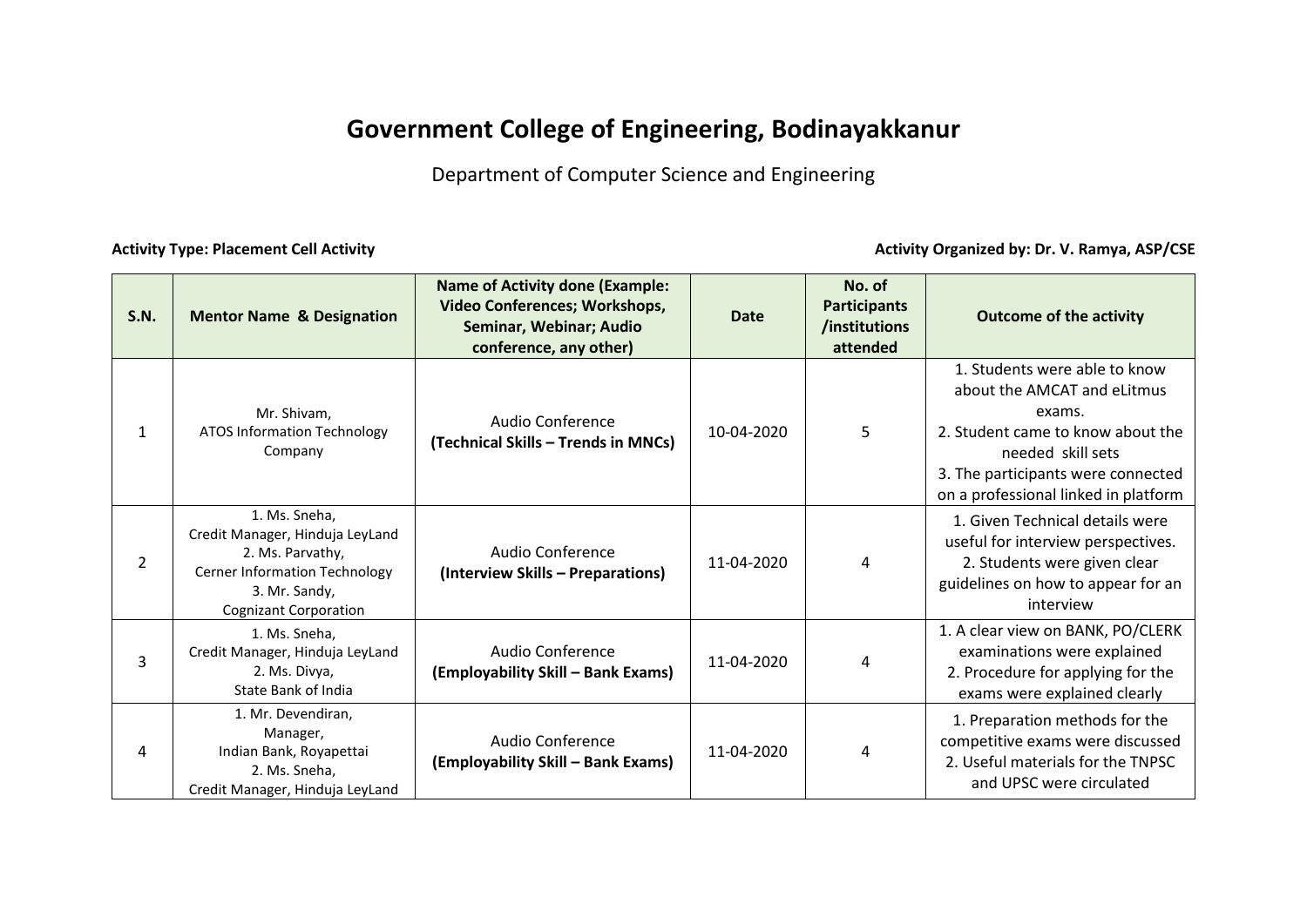# Government College of Engineering, Bodinayakkanur

Department of Computer Science and Engineering

**Activity Type: Placement Cell Activity** **Activity Organized by: Dr. V. Ramya, ASP/CSE**

| S.N. | Mentor Name & Designation | Name of Activity done (Example: Video Conferences; Workshops, Seminar, Webinar; Audio conference, any other) | Date | No. of Participants /institutions attended | Outcome of the activity |
|---|---|---|---|---|---|
| 1 | Mr. Shivam, ATOS Information Technology Company | Audio Conference **(Technical Skills – Trends in MNCs)** | 10-04-2020 | 5 | 1. Students were able to know about the AMCAT and eLitmus exams. 2. Student came to know about the needed skill sets 3. The participants were connected on a professional linked in platform |
| 2 | 1. Ms. Sneha, Credit Manager, Hinduja LeyLand 2. Ms. Parvathy, Cerner Information Technology 3. Mr. Sandy, Cognizant Corporation | Audio Conference **(Interview Skills – Preparations)** | 11-04-2020 | 4 | 1. Given Technical details were useful for interview perspectives. 2. Students were given clear guidelines on how to appear for an interview |
| 3 | 1. Ms. Sneha, Credit Manager, Hinduja LeyLand 2. Ms. Divya, State Bank of India | Audio Conference **(Employability Skill – Bank Exams)** | 11-04-2020 | 4 | 1. A clear view on BANK, PO/CLERK examinations were explained 2. Procedure for applying for the exams were explained clearly |
| 4 | 1. Mr. Devendiran, Manager, Indian Bank, Royapettai 2. Ms. Sneha, Credit Manager, Hinduja LeyLand | Audio Conference **(Employability Skill – Bank Exams)** | 11-04-2020 | 4 | 1. Preparation methods for the competitive exams were discussed 2. Useful materials for the TNPSC and UPSC were circulated |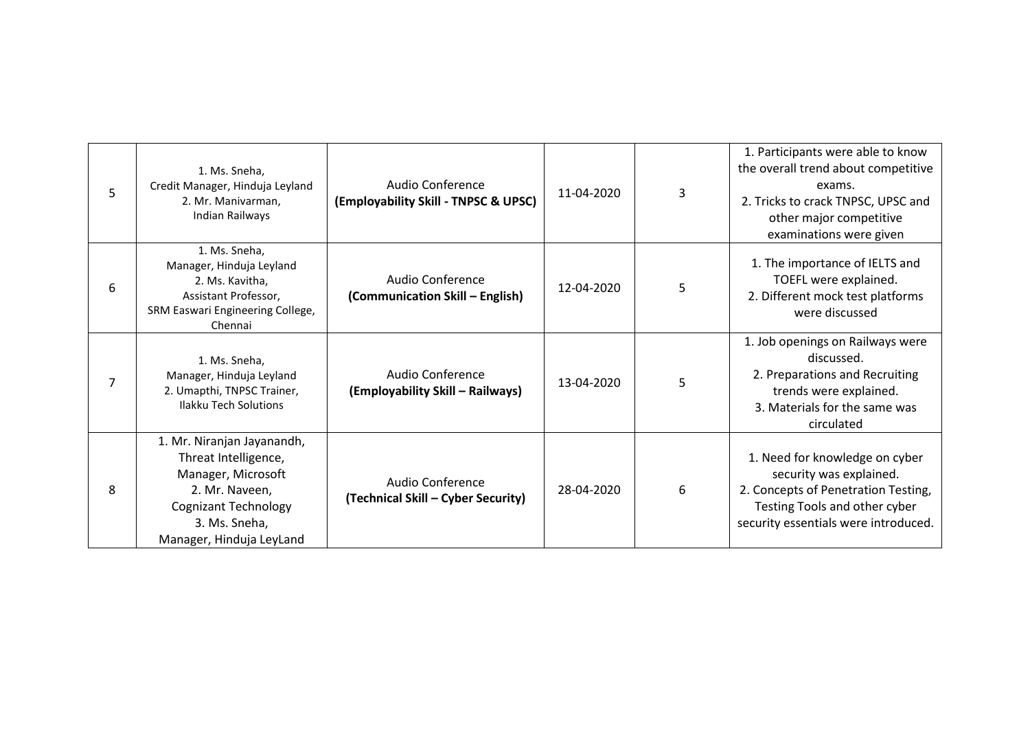| 5 | 1. Ms. Sneha,<br>Credit Manager, Hinduja Leyland<br>2. Mr. Manivarman,<br>Indian Railways | Audio Conference<br>**(Employability Skill - TNPSC & UPSC)** | 11-04-2020 | 3 | 1. Participants were able to know the overall trend about competitive exams.<br>2. Tricks to crack TNPSC, UPSC and other major competitive examinations were given |
|---|---|---|---|---|---|
| 6 | 1. Ms. Sneha,<br>Manager, Hinduja Leyland<br>2. Ms. Kavitha,<br>Assistant Professor,<br>SRM Easwari Engineering College, Chennai | Audio Conference<br>**(Communication Skill – English)** | 12-04-2020 | 5 | 1. The importance of IELTS and TOEFL were explained.<br>2. Different mock test platforms were discussed |
| 7 | 1. Ms. Sneha,<br>Manager, Hinduja Leyland<br>2. Umapthi, TNPSC Trainer,<br>Ilakku Tech Solutions | Audio Conference<br>**(Employability Skill – Railways)** | 13-04-2020 | 5 | 1. Job openings on Railways were discussed.<br>2. Preparations and Recruiting trends were explained.<br>3. Materials for the same was circulated |
| 8 | 1. Mr. Niranjan Jayanandh,<br>Threat Intelligence,<br>Manager, Microsoft<br>2. Mr. Naveen,<br>Cognizant Technology<br>3. Ms. Sneha,<br>Manager, Hinduja LeyLand | Audio Conference<br>**(Technical Skill – Cyber Security)** | 28-04-2020 | 6 | 1. Need for knowledge on cyber security was explained.<br>2. Concepts of Penetration Testing, Testing Tools and other cyber security essentials were introduced. |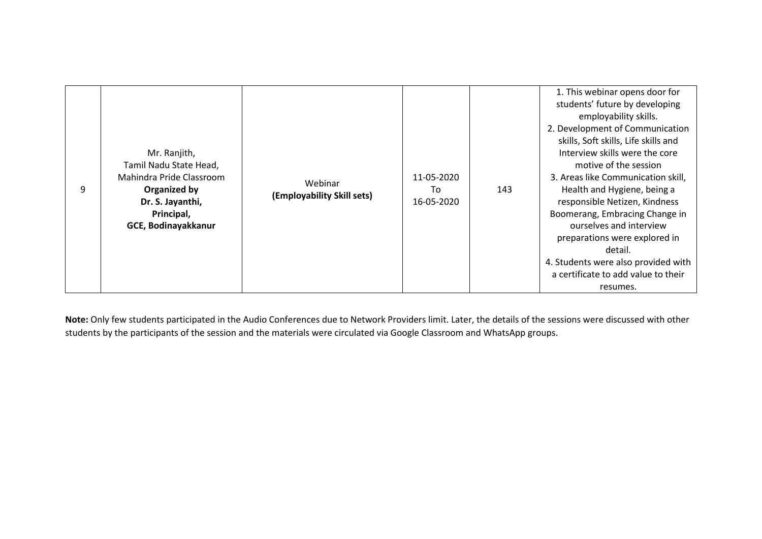| | | | | | |
|---|---|---|---|---|---|
| 9 | Mr. Ranjith, Tamil Nadu State Head, Mahindra Pride Classroom **Organized by Dr. S. Jayanthi, Principal, GCE, Bodinayakkanur** | Webinar **(Employability Skill sets)** | 11-05-2020 To 16-05-2020 | 143 | 1. This webinar opens door for students' future by developing employability skills.<br>2. Development of Communication skills, Soft skills, Life skills and Interview skills were the core motive of the session<br>3. Areas like Communication skill, Health and Hygiene, being a responsible Netizen, Kindness Boomerang, Embracing Change in ourselves and interview preparations were explored in detail.<br>4. Students were also provided with a certificate to add value to their resumes. |

**Note:** Only few students participated in the Audio Conferences due to Network Providers limit. Later, the details of the sessions were discussed with other students by the participants of the session and the materials were circulated via Google Classroom and WhatsApp groups.